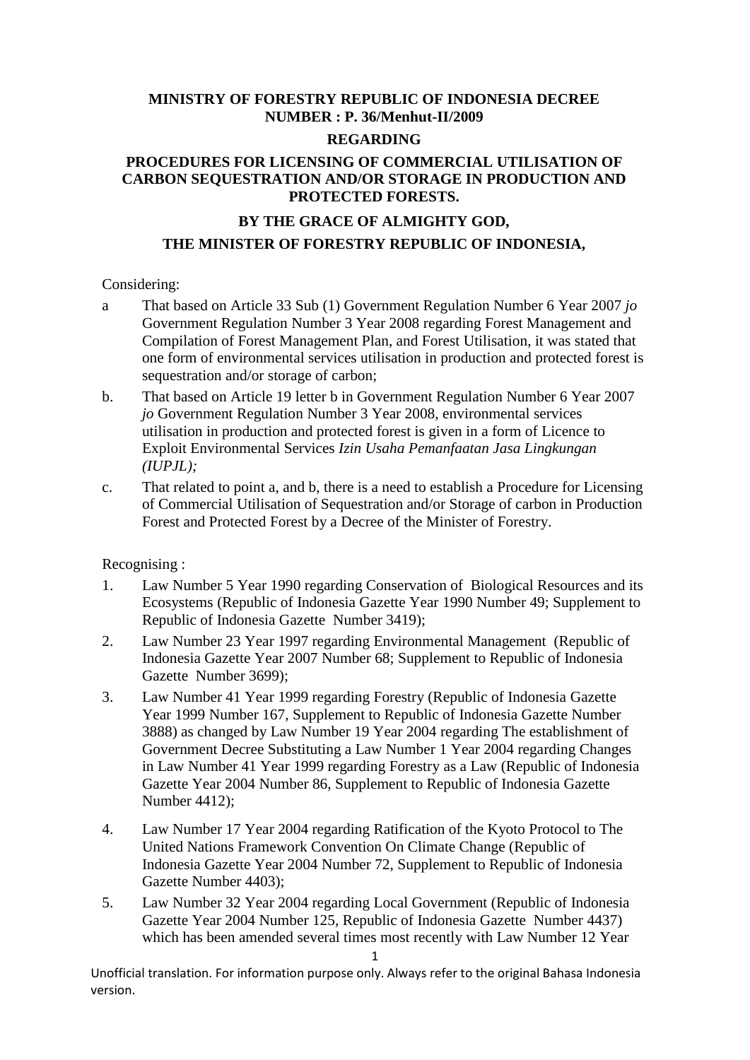**MINISTRY OF FORESTRY REPUBLIC OF INDONESIA DECREE NUMBER : P. 36/Menhut-II/2009**

**REGARDING**

**PROCEDURES FOR LICENSING OF COMMERCIAL UTILISATION OF CARBON SEQUESTRATION AND/OR STORAGE IN PRODUCTION AND PROTECTED FORESTS.**

**BY THE GRACE OF ALMIGHTY GOD,**

**THE MINISTER OF FORESTRY REPUBLIC OF INDONESIA,**

Considering:

a That based on Article 33 Sub (1) Government Regulation Number 6 Year 2007 *jo* Government Regulation Number 3 Year 2008 regarding Forest Management and Compilation of Forest Management Plan, and Forest Utilisation, it was stated that one form of environmental services utilisation in production and protected forest is sequestration and/or storage of carbon;

b. That based on Article 19 letter b in Government Regulation Number 6 Year 2007 *jo* Government Regulation Number 3 Year 2008, environmental services utilisation in production and protected forest is given in a form of Licence to Exploit Environmental Services *Izin Usaha Pemanfaatan Jasa Lingkungan (IUPJL);*

c. That related to point a, and b, there is a need to establish a Procedure for Licensing of Commercial Utilisation of Sequestration and/or Storage of carbon in Production Forest and Protected Forest by a Decree of the Minister of Forestry.

Recognising :

1. Law Number 5 Year 1990 regarding Conservation of Biological Resources and its Ecosystems (Republic of Indonesia Gazette Year 1990 Number 49; Supplement to Republic of Indonesia Gazette Number 3419);
2. Law Number 23 Year 1997 regarding Environmental Management (Republic of Indonesia Gazette Year 2007 Number 68; Supplement to Republic of Indonesia Gazette Number 3699);
3. Law Number 41 Year 1999 regarding Forestry (Republic of Indonesia Gazette Year 1999 Number 167, Supplement to Republic of Indonesia Gazette Number 3888) as changed by Law Number 19 Year 2004 regarding The establishment of Government Decree Substituting a Law Number 1 Year 2004 regarding Changes in Law Number 41 Year 1999 regarding Forestry as a Law (Republic of Indonesia Gazette Year 2004 Number 86, Supplement to Republic of Indonesia Gazette Number 4412);
4. Law Number 17 Year 2004 regarding Ratification of the Kyoto Protocol to The United Nations Framework Convention On Climate Change (Republic of Indonesia Gazette Year 2004 Number 72, Supplement to Republic of Indonesia Gazette Number 4403);
5. Law Number 32 Year 2004 regarding Local Government (Republic of Indonesia Gazette Year 2004 Number 125, Republic of Indonesia Gazette Number 4437) which has been amended several times most recently with Law Number 12 Year

Unofficial translation. For information purpose only. Always refer to the original Bahasa Indonesia version.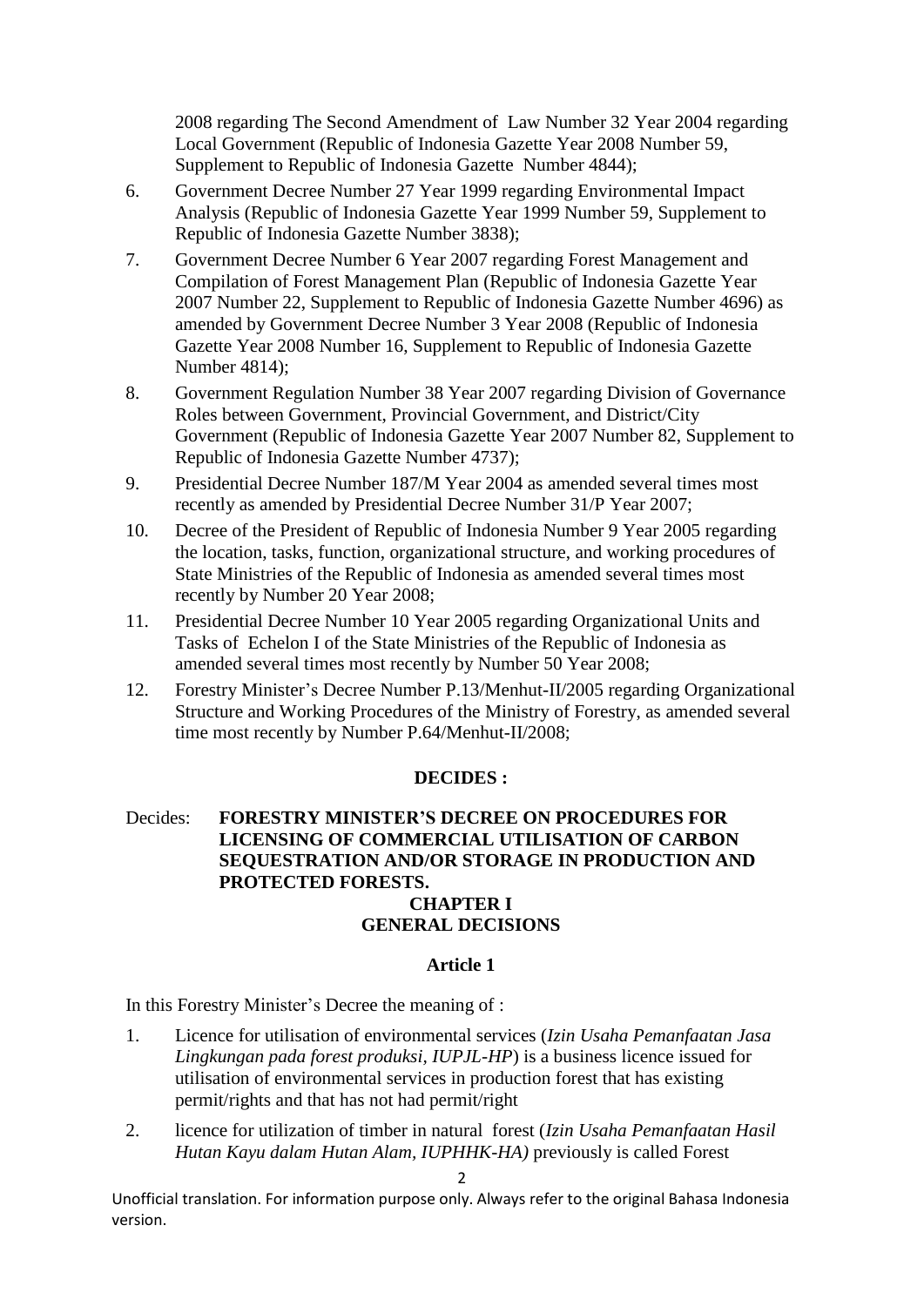2008 regarding The Second Amendment of Law Number 32 Year 2004 regarding Local Government (Republic of Indonesia Gazette Year 2008 Number 59, Supplement to Republic of Indonesia Gazette Number 4844);

6. Government Decree Number 27 Year 1999 regarding Environmental Impact Analysis (Republic of Indonesia Gazette Year 1999 Number 59, Supplement to Republic of Indonesia Gazette Number 3838);
7. Government Decree Number 6 Year 2007 regarding Forest Management and Compilation of Forest Management Plan (Republic of Indonesia Gazette Year 2007 Number 22, Supplement to Republic of Indonesia Gazette Number 4696) as amended by Government Decree Number 3 Year 2008 (Republic of Indonesia Gazette Year 2008 Number 16, Supplement to Republic of Indonesia Gazette Number 4814);
8. Government Regulation Number 38 Year 2007 regarding Division of Governance Roles between Government, Provincial Government, and District/City Government (Republic of Indonesia Gazette Year 2007 Number 82, Supplement to Republic of Indonesia Gazette Number 4737);
9. Presidential Decree Number 187/M Year 2004 as amended several times most recently as amended by Presidential Decree Number 31/P Year 2007;
10. Decree of the President of Republic of Indonesia Number 9 Year 2005 regarding the location, tasks, function, organizational structure, and working procedures of State Ministries of the Republic of Indonesia as amended several times most recently by Number 20 Year 2008;
11. Presidential Decree Number 10 Year 2005 regarding Organizational Units and Tasks of Echelon I of the State Ministries of the Republic of Indonesia as amended several times most recently by Number 50 Year 2008;
12. Forestry Minister's Decree Number P.13/Menhut-II/2005 regarding Organizational Structure and Working Procedures of the Ministry of Forestry, as amended several time most recently by Number P.64/Menhut-II/2008;

**DECIDES :**

Decides: **FORESTRY MINISTER'S DECREE ON PROCEDURES FOR LICENSING OF COMMERCIAL UTILISATION OF CARBON SEQUESTRATION AND/OR STORAGE IN PRODUCTION AND PROTECTED FORESTS.**

## CHAPTER I
## GENERAL DECISIONS

### Article 1

In this Forestry Minister's Decree the meaning of :

1. Licence for utilisation of environmental services (*Izin Usaha Pemanfaatan Jasa Lingkungan pada forest produksi, IUPJL-HP*) is a business licence issued for utilisation of environmental services in production forest that has existing permit/rights and that has not had permit/right
2. licence for utilization of timber in natural forest (*Izin Usaha Pemanfaatan Hasil Hutan Kayu dalam Hutan Alam, IUPHHK-HA)* previously is called Forest

Unofficial translation. For information purpose only. Always refer to the original Bahasa Indonesia version.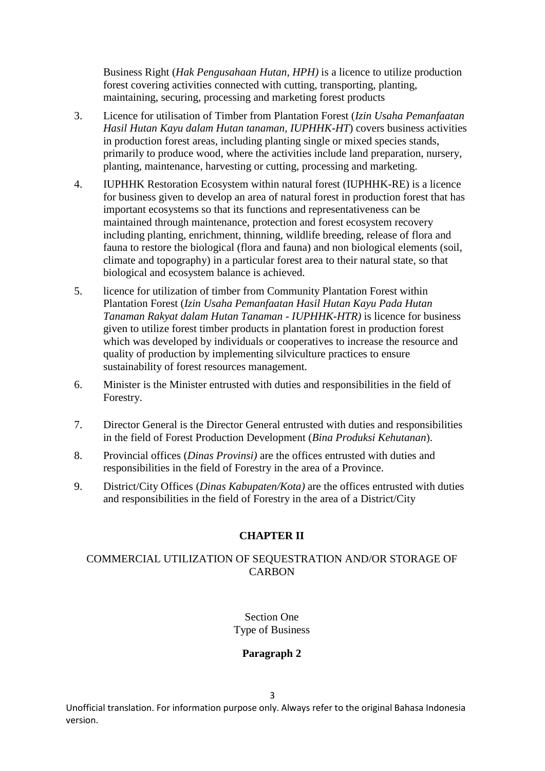Business Right (*Hak Pengusahaan Hutan, HPH)* is a licence to utilize production forest covering activities connected with cutting, transporting, planting, maintaining, securing, processing and marketing forest products

3. Licence for utilisation of Timber from Plantation Forest (*Izin Usaha Pemanfaatan Hasil Hutan Kayu dalam Hutan tanaman, IUPHHK-HT*) covers business activities in production forest areas, including planting single or mixed species stands, primarily to produce wood, where the activities include land preparation, nursery, planting, maintenance, harvesting or cutting, processing and marketing.

4. IUPHHK Restoration Ecosystem within natural forest (IUPHHK-RE) is a licence for business given to develop an area of natural forest in production forest that has important ecosystems so that its functions and representativeness can be maintained through maintenance, protection and forest ecosystem recovery including planting, enrichment, thinning, wildlife breeding, release of flora and fauna to restore the biological (flora and fauna) and non biological elements (soil, climate and topography) in a particular forest area to their natural state, so that biological and ecosystem balance is achieved.

5. licence for utilization of timber from Community Plantation Forest within Plantation Forest (*Izin Usaha Pemanfaatan Hasil Hutan Kayu Pada Hutan Tanaman Rakyat dalam Hutan Tanaman - IUPHHK-HTR)* is licence for business given to utilize forest timber products in plantation forest in production forest which was developed by individuals or cooperatives to increase the resource and quality of production by implementing silviculture practices to ensure sustainability of forest resources management.

6. Minister is the Minister entrusted with duties and responsibilities in the field of Forestry.

7. Director General is the Director General entrusted with duties and responsibilities in the field of Forest Production Development (*Bina Produksi Kehutanan*).

8. Provincial offices (*Dinas Provinsi)* are the offices entrusted with duties and responsibilities in the field of Forestry in the area of a Province.

9. District/City Offices (*Dinas Kabupaten/Kota)* are the offices entrusted with duties and responsibilities in the field of Forestry in the area of a District/City

## CHAPTER II

COMMERCIAL UTILIZATION OF SEQUESTRATION AND/OR STORAGE OF CARBON

Section One
Type of Business

**Paragraph 2**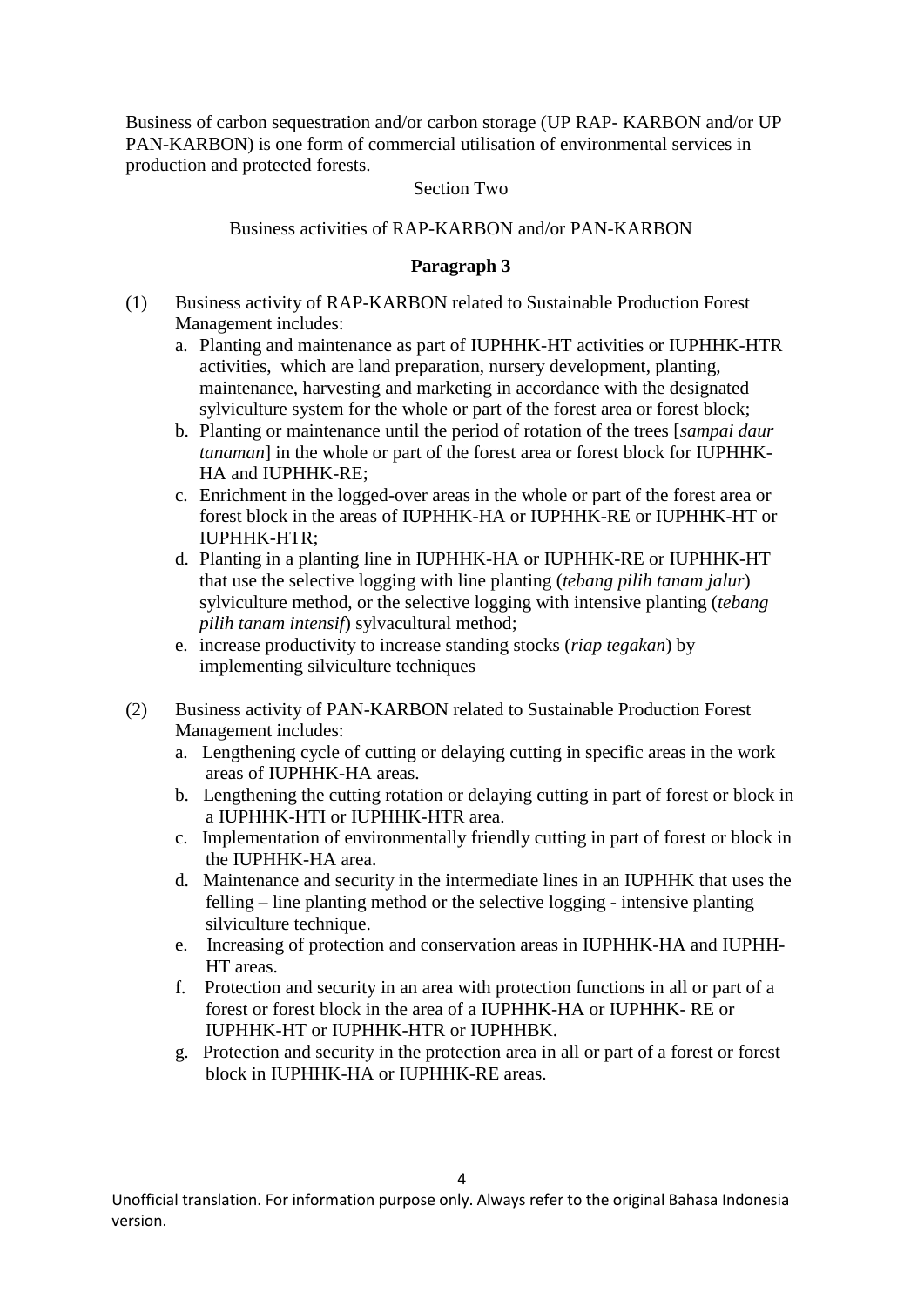Business of carbon sequestration and/or carbon storage (UP RAP- KARBON and/or UP PAN-KARBON) is one form of commercial utilisation of environmental services in production and protected forests.

Section Two

Business activities of RAP-KARBON and/or PAN-KARBON

**Paragraph 3**

(1) Business activity of RAP-KARBON related to Sustainable Production Forest Management includes:

a. Planting and maintenance as part of IUPHHK-HT activities or IUPHHK-HTR activities, which are land preparation, nursery development, planting, maintenance, harvesting and marketing in accordance with the designated sylviculture system for the whole or part of the forest area or forest block;

b. Planting or maintenance until the period of rotation of the trees [*sampai daur tanaman*] in the whole or part of the forest area or forest block for IUPHHK-HA and IUPHHK-RE;

c. Enrichment in the logged-over areas in the whole or part of the forest area or forest block in the areas of IUPHHK-HA or IUPHHK-RE or IUPHHK-HT or IUPHHK-HTR;

d. Planting in a planting line in IUPHHK-HA or IUPHHK-RE or IUPHHK-HT that use the selective logging with line planting (*tebang pilih tanam jalur*) sylviculture method, or the selective logging with intensive planting (*tebang pilih tanam intensif*) sylvacultural method;

e. increase productivity to increase standing stocks (*riap tegakan*) by implementing silviculture techniques

(2) Business activity of PAN-KARBON related to Sustainable Production Forest Management includes:

a. Lengthening cycle of cutting or delaying cutting in specific areas in the work areas of IUPHHK-HA areas.

b. Lengthening the cutting rotation or delaying cutting in part of forest or block in a IUPHHK-HTI or IUPHHK-HTR area.

c. Implementation of environmentally friendly cutting in part of forest or block in the IUPHHK-HA area.

d. Maintenance and security in the intermediate lines in an IUPHHK that uses the felling – line planting method or the selective logging - intensive planting silviculture technique.

e. Increasing of protection and conservation areas in IUPHHK-HA and IUPHH-HT areas.

f. Protection and security in an area with protection functions in all or part of a forest or forest block in the area of a IUPHHK-HA or IUPHHK- RE or IUPHHK-HT or IUPHHK-HTR or IUPHHBK.

g. Protection and security in the protection area in all or part of a forest or forest block in IUPHHK-HA or IUPHHK-RE areas.

Unofficial translation. For information purpose only. Always refer to the original Bahasa Indonesia version.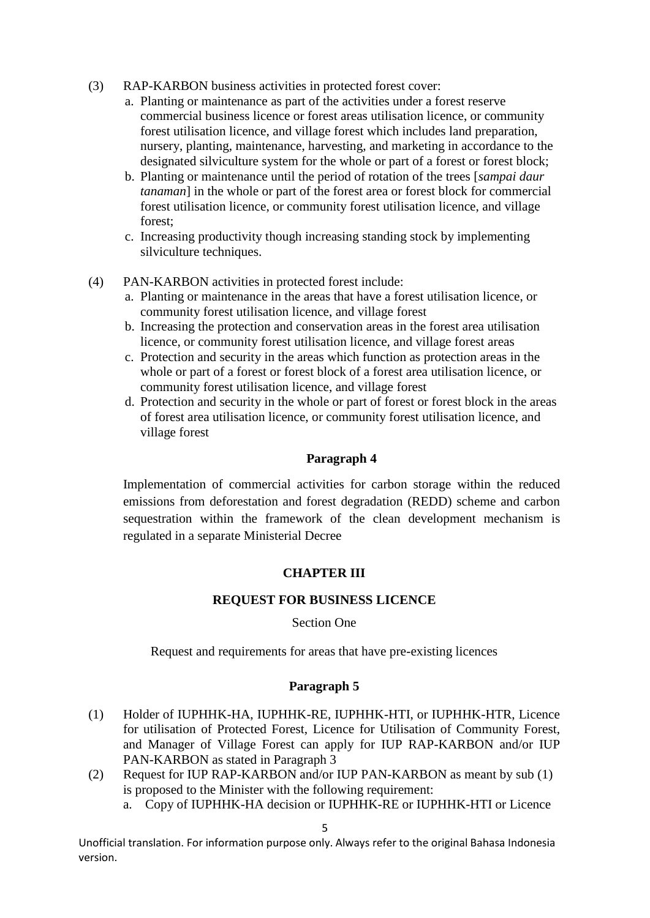(3) RAP-KARBON business activities in protected forest cover:

a. Planting or maintenance as part of the activities under a forest reserve commercial business licence or forest areas utilisation licence, or community forest utilisation licence, and village forest which includes land preparation, nursery, planting, maintenance, harvesting, and marketing in accordance to the designated silviculture system for the whole or part of a forest or forest block;
b. Planting or maintenance until the period of rotation of the trees [*sampai daur tanaman*] in the whole or part of the forest area or forest block for commercial forest utilisation licence, or community forest utilisation licence, and village forest;
c. Increasing productivity though increasing standing stock by implementing silviculture techniques.

(4) PAN-KARBON activities in protected forest include:

a. Planting or maintenance in the areas that have a forest utilisation licence, or community forest utilisation licence, and village forest
b. Increasing the protection and conservation areas in the forest area utilisation licence, or community forest utilisation licence, and village forest areas
c. Protection and security in the areas which function as protection areas in the whole or part of a forest or forest block of a forest area utilisation licence, or community forest utilisation licence, and village forest
d. Protection and security in the whole or part of forest or forest block in the areas of forest area utilisation licence, or community forest utilisation licence, and village forest

**Paragraph 4**

Implementation of commercial activities for carbon storage within the reduced emissions from deforestation and forest degradation (REDD) scheme and carbon sequestration within the framework of the clean development mechanism is regulated in a separate Ministerial Decree

## CHAPTER III

## REQUEST FOR BUSINESS LICENCE

Section One

Request and requirements for areas that have pre-existing licences

**Paragraph 5**

(1) Holder of IUPHHK-HA, IUPHHK-RE, IUPHHK-HTI, or IUPHHK-HTR, Licence for utilisation of Protected Forest, Licence for Utilisation of Community Forest, and Manager of Village Forest can apply for IUP RAP-KARBON and/or IUP PAN-KARBON as stated in Paragraph 3

(2) Request for IUP RAP-KARBON and/or IUP PAN-KARBON as meant by sub (1) is proposed to the Minister with the following requirement:

a. Copy of IUPHHK-HA decision or IUPHHK-RE or IUPHHK-HTI or Licence

Unofficial translation. For information purpose only. Always refer to the original Bahasa Indonesia version.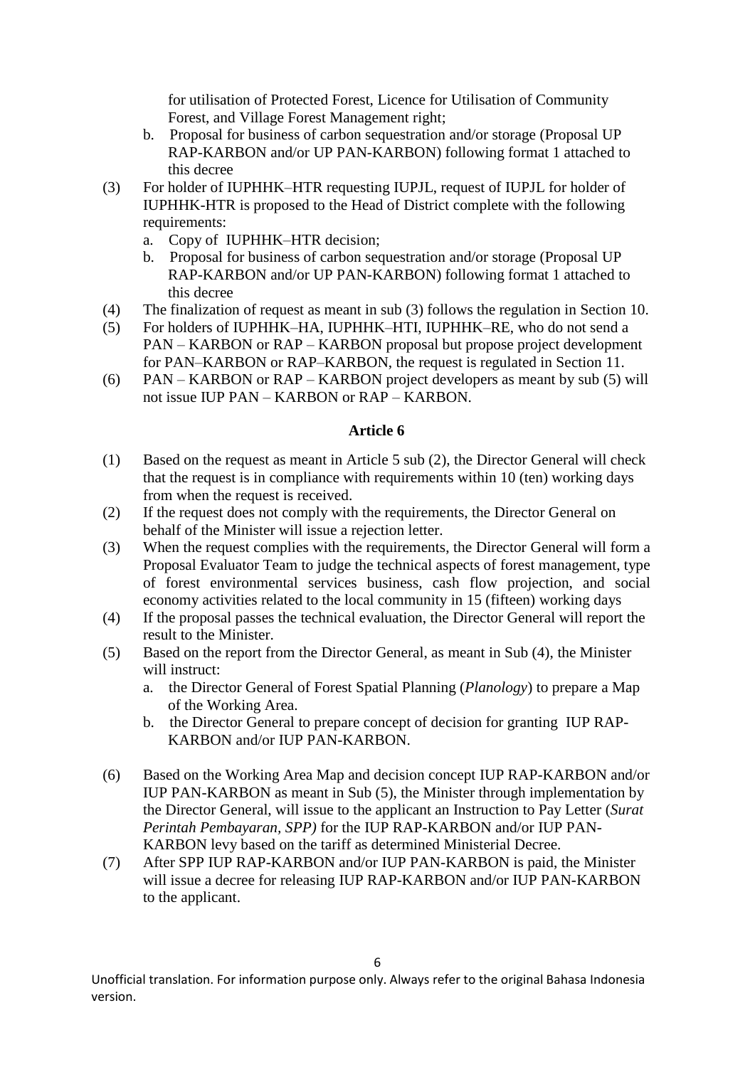for utilisation of Protected Forest, Licence for Utilisation of Community Forest, and Village Forest Management right;

b. Proposal for business of carbon sequestration and/or storage (Proposal UP RAP-KARBON and/or UP PAN-KARBON) following format 1 attached to this decree

(3) For holder of IUPHHK–HTR requesting IUPJL, request of IUPJL for holder of IUPHHK-HTR is proposed to the Head of District complete with the following requirements:

a. Copy of IUPHHK–HTR decision;

b. Proposal for business of carbon sequestration and/or storage (Proposal UP RAP-KARBON and/or UP PAN-KARBON) following format 1 attached to this decree

(4) The finalization of request as meant in sub (3) follows the regulation in Section 10.

(5) For holders of IUPHHK–HA, IUPHHK–HTI, IUPHHK–RE, who do not send a PAN – KARBON or RAP – KARBON proposal but propose project development for PAN–KARBON or RAP–KARBON, the request is regulated in Section 11.

(6) PAN – KARBON or RAP – KARBON project developers as meant by sub (5) will not issue IUP PAN – KARBON or RAP – KARBON.

**Article 6**

(1) Based on the request as meant in Article 5 sub (2), the Director General will check that the request is in compliance with requirements within 10 (ten) working days from when the request is received.

(2) If the request does not comply with the requirements, the Director General on behalf of the Minister will issue a rejection letter.

(3) When the request complies with the requirements, the Director General will form a Proposal Evaluator Team to judge the technical aspects of forest management, type of forest environmental services business, cash flow projection, and social economy activities related to the local community in 15 (fifteen) working days

(4) If the proposal passes the technical evaluation, the Director General will report the result to the Minister.

(5) Based on the report from the Director General, as meant in Sub (4), the Minister will instruct:

a. the Director General of Forest Spatial Planning (*Planology*) to prepare a Map of the Working Area.

b. the Director General to prepare concept of decision for granting IUP RAP-KARBON and/or IUP PAN-KARBON.

(6) Based on the Working Area Map and decision concept IUP RAP-KARBON and/or IUP PAN-KARBON as meant in Sub (5), the Minister through implementation by the Director General, will issue to the applicant an Instruction to Pay Letter (*Surat Perintah Pembayaran, SPP)* for the IUP RAP-KARBON and/or IUP PAN-KARBON levy based on the tariff as determined Ministerial Decree.

(7) After SPP IUP RAP-KARBON and/or IUP PAN-KARBON is paid, the Minister will issue a decree for releasing IUP RAP-KARBON and/or IUP PAN-KARBON to the applicant.

Unofficial translation. For information purpose only. Always refer to the original Bahasa Indonesia version.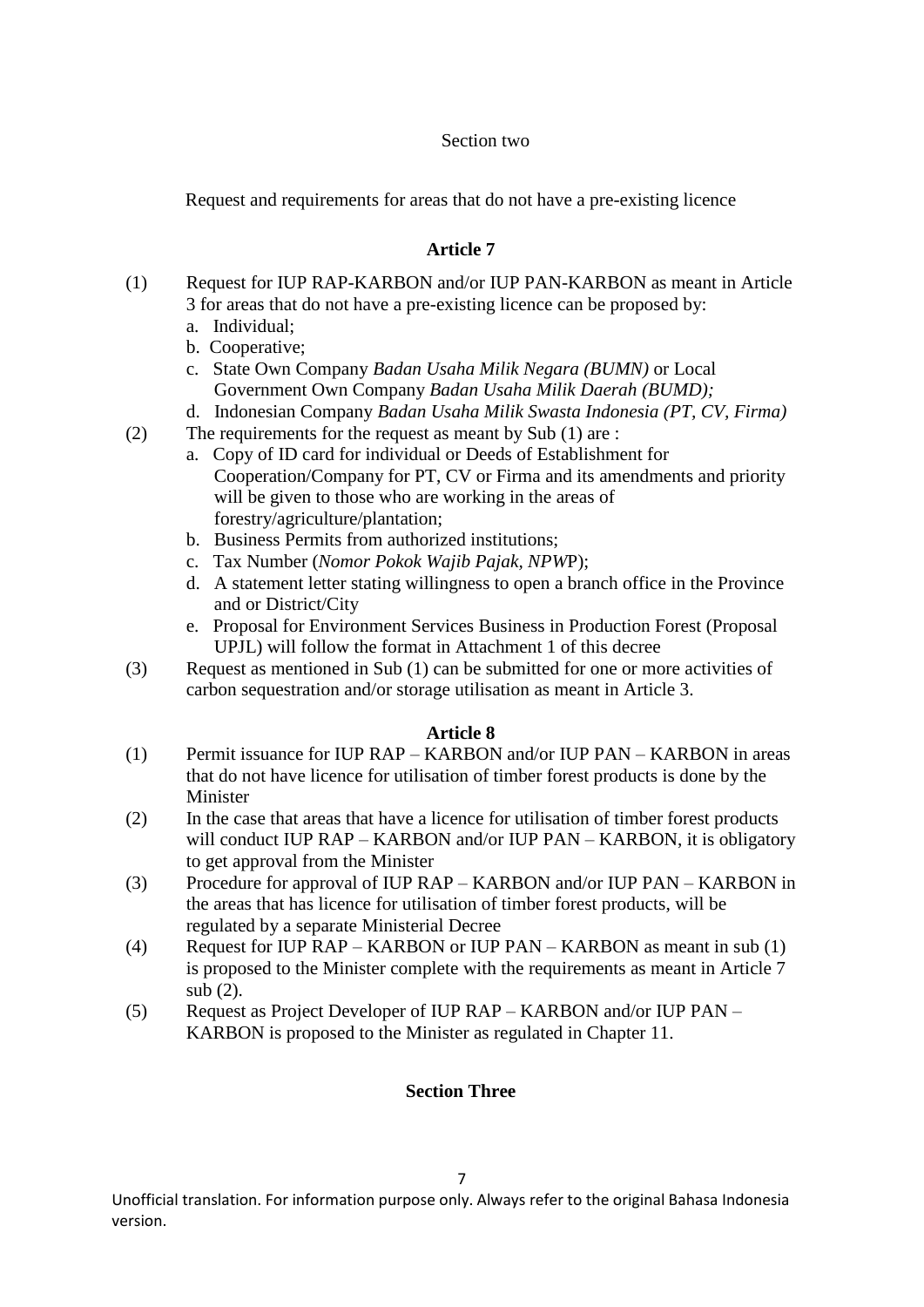Section two

Request and requirements for areas that do not have a pre-existing licence

**Article 7**

(1) Request for IUP RAP-KARBON and/or IUP PAN-KARBON as meant in Article 3 for areas that do not have a pre-existing licence can be proposed by:
   a. Individual;
   b. Cooperative;
   c. State Own Company *Badan Usaha Milik Negara (BUMN)* or Local Government Own Company *Badan Usaha Milik Daerah (BUMD);*
   d. Indonesian Company *Badan Usaha Milik Swasta Indonesia (PT, CV, Firma)*

(2) The requirements for the request as meant by Sub (1) are :
   a. Copy of ID card for individual or Deeds of Establishment for Cooperation/Company for PT, CV or Firma and its amendments and priority will be given to those who are working in the areas of forestry/agriculture/plantation;
   b. Business Permits from authorized institutions;
   c. Tax Number (*Nomor Pokok Wajib Pajak, NPW*P);
   d. A statement letter stating willingness to open a branch office in the Province and or District/City
   e. Proposal for Environment Services Business in Production Forest (Proposal UPJL) will follow the format in Attachment 1 of this decree

(3) Request as mentioned in Sub (1) can be submitted for one or more activities of carbon sequestration and/or storage utilisation as meant in Article 3.

**Article 8**

(1) Permit issuance for IUP RAP – KARBON and/or IUP PAN – KARBON in areas that do not have licence for utilisation of timber forest products is done by the Minister

(2) In the case that areas that have a licence for utilisation of timber forest products will conduct IUP RAP – KARBON and/or IUP PAN – KARBON, it is obligatory to get approval from the Minister

(3) Procedure for approval of IUP RAP – KARBON and/or IUP PAN – KARBON in the areas that has licence for utilisation of timber forest products, will be regulated by a separate Ministerial Decree

(4) Request for IUP RAP – KARBON or IUP PAN – KARBON as meant in sub (1) is proposed to the Minister complete with the requirements as meant in Article 7 sub (2).

(5) Request as Project Developer of IUP RAP – KARBON and/or IUP PAN – KARBON is proposed to the Minister as regulated in Chapter 11.

**Section Three**

Unofficial translation. For information purpose only. Always refer to the original Bahasa Indonesia version.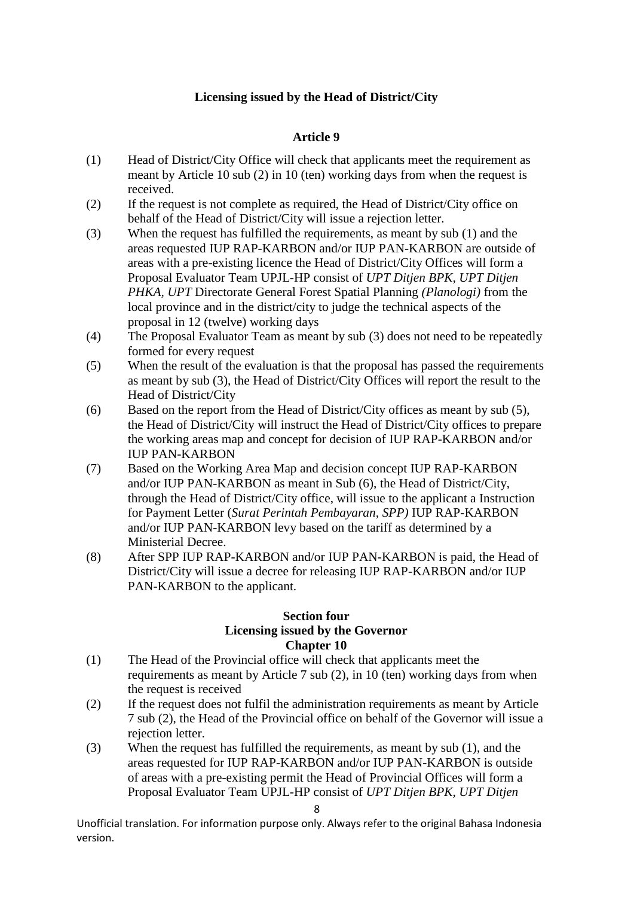**Licensing issued by the Head of District/City**

**Article 9**

(1) Head of District/City Office will check that applicants meet the requirement as meant by Article 10 sub (2) in 10 (ten) working days from when the request is received.

(2) If the request is not complete as required, the Head of District/City office on behalf of the Head of District/City will issue a rejection letter.

(3) When the request has fulfilled the requirements, as meant by sub (1) and the areas requested IUP RAP-KARBON and/or IUP PAN-KARBON are outside of areas with a pre-existing licence the Head of District/City Offices will form a Proposal Evaluator Team UPJL-HP consist of *UPT Ditjen BPK, UPT Ditjen PHKA, UPT* Directorate General Forest Spatial Planning *(Planologi)* from the local province and in the district/city to judge the technical aspects of the proposal in 12 (twelve) working days

(4) The Proposal Evaluator Team as meant by sub (3) does not need to be repeatedly formed for every request

(5) When the result of the evaluation is that the proposal has passed the requirements as meant by sub (3), the Head of District/City Offices will report the result to the Head of District/City

(6) Based on the report from the Head of District/City offices as meant by sub (5), the Head of District/City will instruct the Head of District/City offices to prepare the working areas map and concept for decision of IUP RAP-KARBON and/or IUP PAN-KARBON

(7) Based on the Working Area Map and decision concept IUP RAP-KARBON and/or IUP PAN-KARBON as meant in Sub (6), the Head of District/City, through the Head of District/City office, will issue to the applicant a Instruction for Payment Letter (*Surat Perintah Pembayaran, SPP)* IUP RAP-KARBON and/or IUP PAN-KARBON levy based on the tariff as determined by a Ministerial Decree.

(8) After SPP IUP RAP-KARBON and/or IUP PAN-KARBON is paid, the Head of District/City will issue a decree for releasing IUP RAP-KARBON and/or IUP PAN-KARBON to the applicant.

**Section four**
**Licensing issued by the Governor**
**Chapter 10**

(1) The Head of the Provincial office will check that applicants meet the requirements as meant by Article 7 sub (2), in 10 (ten) working days from when the request is received

(2) If the request does not fulfil the administration requirements as meant by Article 7 sub (2), the Head of the Provincial office on behalf of the Governor will issue a rejection letter.

(3) When the request has fulfilled the requirements, as meant by sub (1), and the areas requested for IUP RAP-KARBON and/or IUP PAN-KARBON is outside of areas with a pre-existing permit the Head of Provincial Offices will form a Proposal Evaluator Team UPJL-HP consist of *UPT Ditjen BPK, UPT Ditjen*

Unofficial translation. For information purpose only. Always refer to the original Bahasa Indonesia version.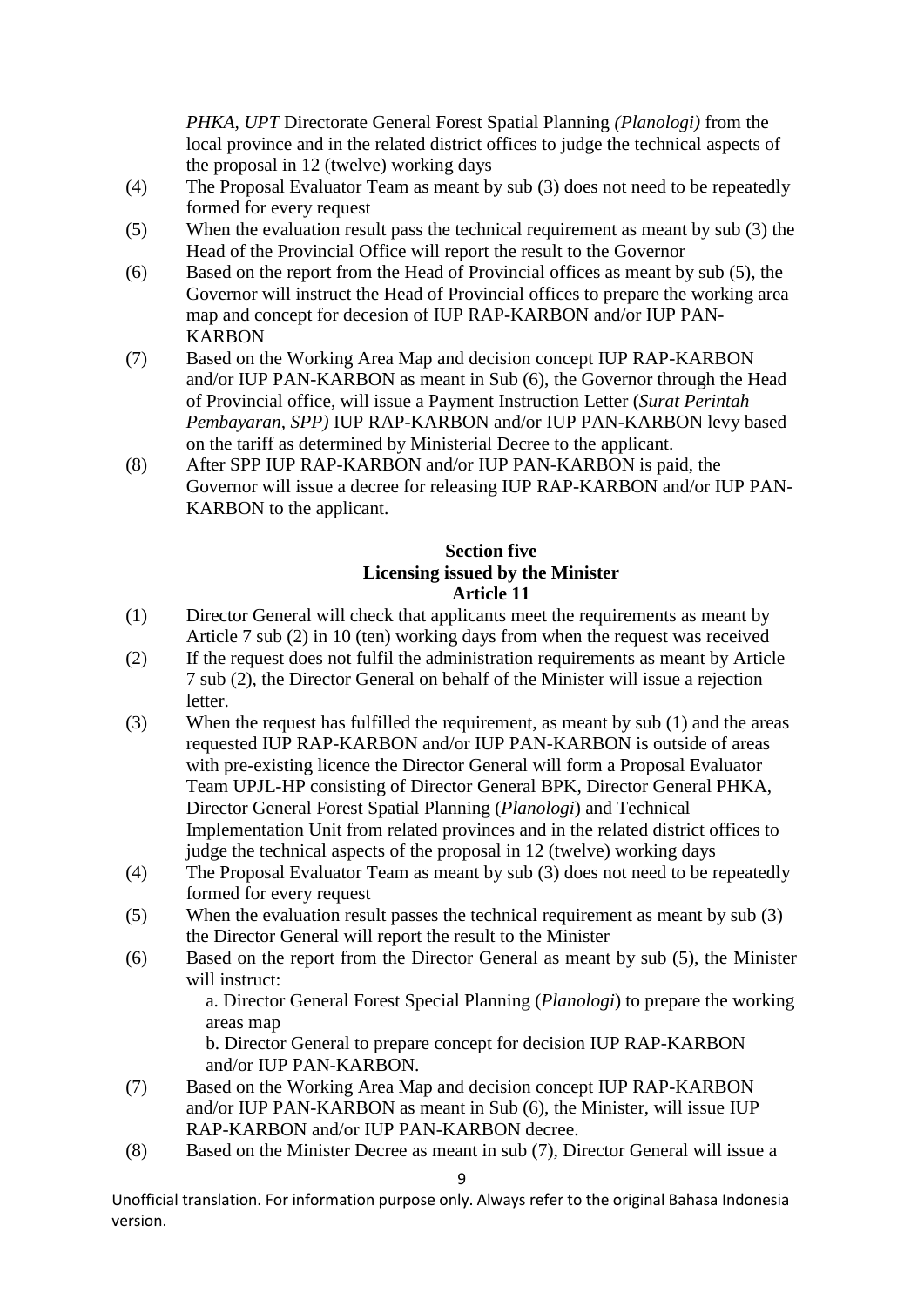*PHKA, UPT* Directorate General Forest Spatial Planning *(Planologi)* from the local province and in the related district offices to judge the technical aspects of the proposal in 12 (twelve) working days

(4) The Proposal Evaluator Team as meant by sub (3) does not need to be repeatedly formed for every request

(5) When the evaluation result pass the technical requirement as meant by sub (3) the Head of the Provincial Office will report the result to the Governor

(6) Based on the report from the Head of Provincial offices as meant by sub (5), the Governor will instruct the Head of Provincial offices to prepare the working area map and concept for decesion of IUP RAP-KARBON and/or IUP PAN-KARBON

(7) Based on the Working Area Map and decision concept IUP RAP-KARBON and/or IUP PAN-KARBON as meant in Sub (6), the Governor through the Head of Provincial office, will issue a Payment Instruction Letter (*Surat Perintah Pembayaran, SPP)* IUP RAP-KARBON and/or IUP PAN-KARBON levy based on the tariff as determined by Ministerial Decree to the applicant.

(8) After SPP IUP RAP-KARBON and/or IUP PAN-KARBON is paid, the Governor will issue a decree for releasing IUP RAP-KARBON and/or IUP PAN-KARBON to the applicant.

**Section five**
**Licensing issued by the Minister**
**Article 11**

(1) Director General will check that applicants meet the requirements as meant by Article 7 sub (2) in 10 (ten) working days from when the request was received

(2) If the request does not fulfil the administration requirements as meant by Article 7 sub (2), the Director General on behalf of the Minister will issue a rejection letter.

(3) When the request has fulfilled the requirement, as meant by sub (1) and the areas requested IUP RAP-KARBON and/or IUP PAN-KARBON is outside of areas with pre-existing licence the Director General will form a Proposal Evaluator Team UPJL-HP consisting of Director General BPK, Director General PHKA, Director General Forest Spatial Planning (*Planologi*) and Technical Implementation Unit from related provinces and in the related district offices to judge the technical aspects of the proposal in 12 (twelve) working days

(4) The Proposal Evaluator Team as meant by sub (3) does not need to be repeatedly formed for every request

(5) When the evaluation result passes the technical requirement as meant by sub (3) the Director General will report the result to the Minister

(6) Based on the report from the Director General as meant by sub (5), the Minister will instruct:

   a. Director General Forest Special Planning (*Planologi*) to prepare the working areas map

   b. Director General to prepare concept for decision IUP RAP-KARBON and/or IUP PAN-KARBON.

(7) Based on the Working Area Map and decision concept IUP RAP-KARBON and/or IUP PAN-KARBON as meant in Sub (6), the Minister, will issue IUP RAP-KARBON and/or IUP PAN-KARBON decree.

(8) Based on the Minister Decree as meant in sub (7), Director General will issue a

Unofficial translation. For information purpose only. Always refer to the original Bahasa Indonesia version.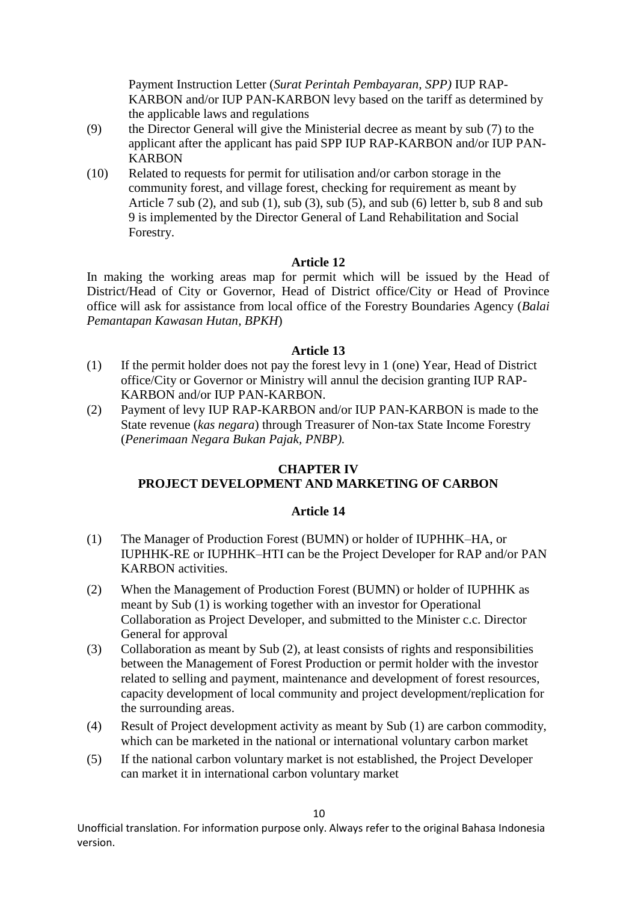Payment Instruction Letter (*Surat Perintah Pembayaran, SPP)* IUP RAP-KARBON and/or IUP PAN-KARBON levy based on the tariff as determined by the applicable laws and regulations

(9) the Director General will give the Ministerial decree as meant by sub (7) to the applicant after the applicant has paid SPP IUP RAP-KARBON and/or IUP PAN-KARBON

(10) Related to requests for permit for utilisation and/or carbon storage in the community forest, and village forest, checking for requirement as meant by Article 7 sub (2), and sub (1), sub (3), sub (5), and sub (6) letter b, sub 8 and sub 9 is implemented by the Director General of Land Rehabilitation and Social Forestry.

### Article 12

In making the working areas map for permit which will be issued by the Head of District/Head of City or Governor, Head of District office/City or Head of Province office will ask for assistance from local office of the Forestry Boundaries Agency (*Balai Pemantapan Kawasan Hutan, BPKH*)

### Article 13

(1) If the permit holder does not pay the forest levy in 1 (one) Year, Head of District office/City or Governor or Ministry will annul the decision granting IUP RAP-KARBON and/or IUP PAN-KARBON.

(2) Payment of levy IUP RAP-KARBON and/or IUP PAN-KARBON is made to the State revenue (*kas negara*) through Treasurer of Non-tax State Income Forestry (*Penerimaan Negara Bukan Pajak, PNBP).*

## CHAPTER IV
## PROJECT DEVELOPMENT AND MARKETING OF CARBON

### Article 14

(1) The Manager of Production Forest (BUMN) or holder of IUPHHK–HA, or IUPHHK-RE or IUPHHK–HTI can be the Project Developer for RAP and/or PAN KARBON activities.

(2) When the Management of Production Forest (BUMN) or holder of IUPHHK as meant by Sub (1) is working together with an investor for Operational Collaboration as Project Developer, and submitted to the Minister c.c. Director General for approval

(3) Collaboration as meant by Sub (2), at least consists of rights and responsibilities between the Management of Forest Production or permit holder with the investor related to selling and payment, maintenance and development of forest resources, capacity development of local community and project development/replication for the surrounding areas.

(4) Result of Project development activity as meant by Sub (1) are carbon commodity, which can be marketed in the national or international voluntary carbon market

(5) If the national carbon voluntary market is not established, the Project Developer can market it in international carbon voluntary market

Unofficial translation. For information purpose only. Always refer to the original Bahasa Indonesia version.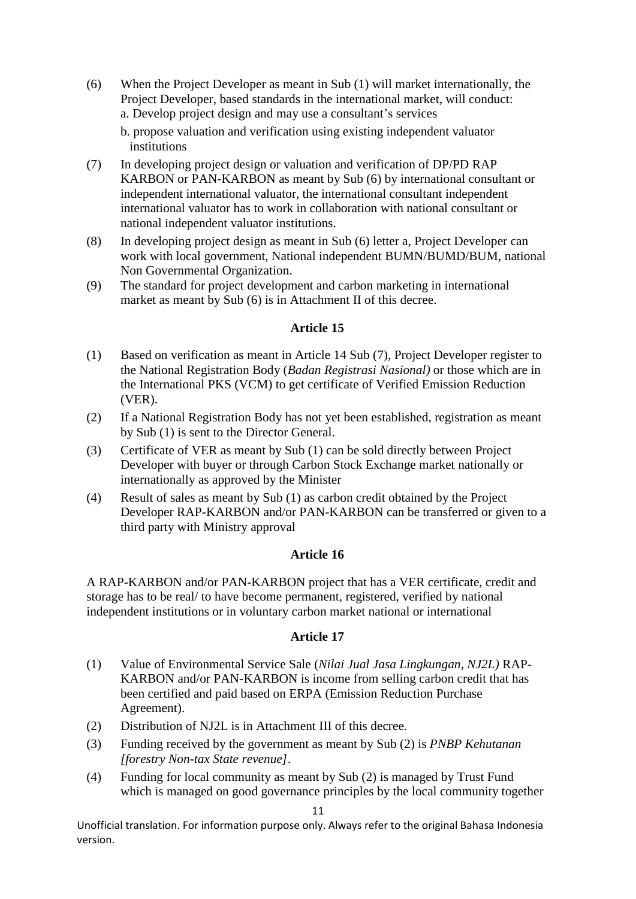(6) When the Project Developer as meant in Sub (1) will market internationally, the Project Developer, based standards in the international market, will conduct:
   a. Develop project design and may use a consultant's services
   b. propose valuation and verification using existing independent valuator institutions

(7) In developing project design or valuation and verification of DP/PD RAP KARBON or PAN-KARBON as meant by Sub (6) by international consultant or independent international valuator, the international consultant independent international valuator has to work in collaboration with national consultant or national independent valuator institutions.

(8) In developing project design as meant in Sub (6) letter a, Project Developer can work with local government, National independent BUMN/BUMD/BUM, national Non Governmental Organization.

(9) The standard for project development and carbon marketing in international market as meant by Sub (6) is in Attachment II of this decree.

## Article 15

(1) Based on verification as meant in Article 14 Sub (7), Project Developer register to the National Registration Body (*Badan Registrasi Nasional)* or those which are in the International PKS (VCM) to get certificate of Verified Emission Reduction (VER).

(2) If a National Registration Body has not yet been established, registration as meant by Sub (1) is sent to the Director General.

(3) Certificate of VER as meant by Sub (1) can be sold directly between Project Developer with buyer or through Carbon Stock Exchange market nationally or internationally as approved by the Minister

(4) Result of sales as meant by Sub (1) as carbon credit obtained by the Project Developer RAP-KARBON and/or PAN-KARBON can be transferred or given to a third party with Ministry approval

## Article 16

A RAP-KARBON and/or PAN-KARBON project that has a VER certificate, credit and storage has to be real/ to have become permanent, registered, verified by national independent institutions or in voluntary carbon market national or international

## Article 17

(1) Value of Environmental Service Sale (*Nilai Jual Jasa Lingkungan, NJ2L)* RAP-KARBON and/or PAN-KARBON is income from selling carbon credit that has been certified and paid based on ERPA (Emission Reduction Purchase Agreement).

(2) Distribution of NJ2L is in Attachment III of this decree.

(3) Funding received by the government as meant by Sub (2) is *PNBP Kehutanan [forestry Non-tax State revenue]*.

(4) Funding for local community as meant by Sub (2) is managed by Trust Fund which is managed on good governance principles by the local community together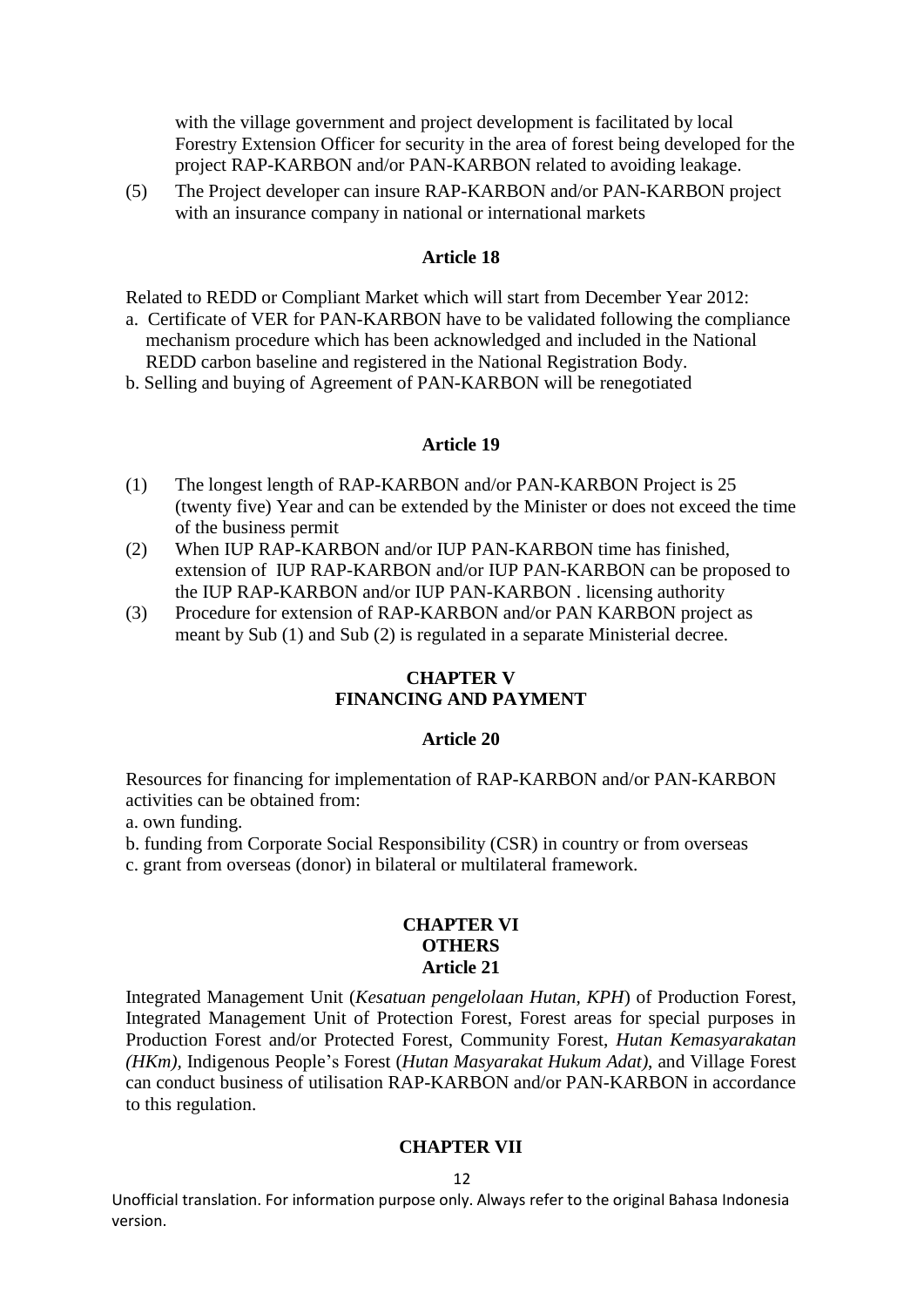with the village government and project development is facilitated by local Forestry Extension Officer for security in the area of forest being developed for the project RAP-KARBON and/or PAN-KARBON related to avoiding leakage.

(5) The Project developer can insure RAP-KARBON and/or PAN-KARBON project with an insurance company in national or international markets

**Article 18**

Related to REDD or Compliant Market which will start from December Year 2012:

a. Certificate of VER for PAN-KARBON have to be validated following the compliance mechanism procedure which has been acknowledged and included in the National REDD carbon baseline and registered in the National Registration Body.
b. Selling and buying of Agreement of PAN-KARBON will be renegotiated

**Article 19**

(1) The longest length of RAP-KARBON and/or PAN-KARBON Project is 25 (twenty five) Year and can be extended by the Minister or does not exceed the time of the business permit
(2) When IUP RAP-KARBON and/or IUP PAN-KARBON time has finished, extension of IUP RAP-KARBON and/or IUP PAN-KARBON can be proposed to the IUP RAP-KARBON and/or IUP PAN-KARBON . licensing authority
(3) Procedure for extension of RAP-KARBON and/or PAN KARBON project as meant by Sub (1) and Sub (2) is regulated in a separate Ministerial decree.

## CHAPTER V
## FINANCING AND PAYMENT

**Article 20**

Resources for financing for implementation of RAP-KARBON and/or PAN-KARBON activities can be obtained from:

a. own funding.
b. funding from Corporate Social Responsibility (CSR) in country or from overseas
c. grant from overseas (donor) in bilateral or multilateral framework.

## CHAPTER VI
## OTHERS

**Article 21**

Integrated Management Unit (*Kesatuan pengelolaan Hutan, KPH*) of Production Forest, Integrated Management Unit of Protection Forest, Forest areas for special purposes in Production Forest and/or Protected Forest, Community Forest, *Hutan Kemasyarakatan (HKm)*, Indigenous People's Forest (*Hutan Masyarakat Hukum Adat)*, and Village Forest can conduct business of utilisation RAP-KARBON and/or PAN-KARBON in accordance to this regulation.

## CHAPTER VII

Unofficial translation. For information purpose only. Always refer to the original Bahasa Indonesia version.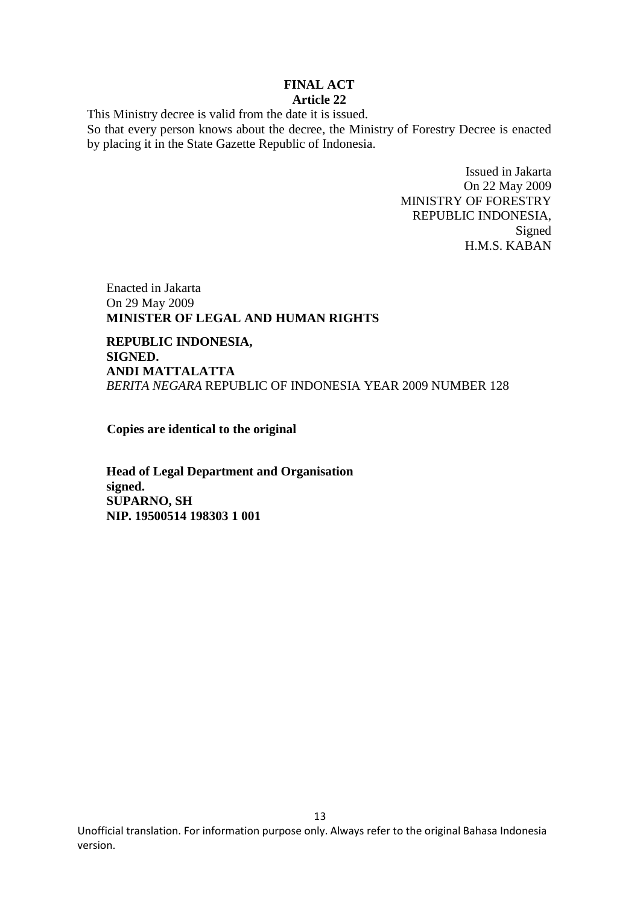**FINAL ACT**
**Article 22**

This Ministry decree is valid from the date it is issued.
So that every person knows about the decree, the Ministry of Forestry Decree is enacted by placing it in the State Gazette Republic of Indonesia.

Issued in Jakarta
On 22 May 2009
MINISTRY OF FORESTRY
REPUBLIC INDONESIA,
Signed
H.M.S. KABAN

Enacted in Jakarta
On 29 May 2009
**MINISTER OF LEGAL AND HUMAN RIGHTS**

**REPUBLIC INDONESIA,**
**SIGNED.**
**ANDI MATTALATTA**
*BERITA NEGARA* REPUBLIC OF INDONESIA YEAR 2009 NUMBER 128

**Copies are identical to the original**

**Head of Legal Department and Organisation**
**signed.**
**SUPARNO, SH**
**NIP. 19500514 198303 1 001**

Unofficial translation. For information purpose only. Always refer to the original Bahasa Indonesia version.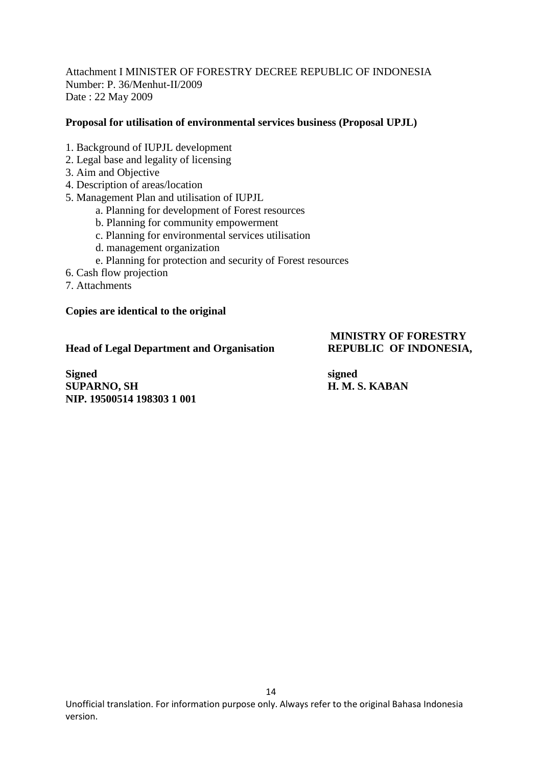Attachment I MINISTER OF FORESTRY DECREE REPUBLIC OF INDONESIA
Number: P. 36/Menhut-II/2009
Date : 22 May 2009

**Proposal for utilisation of environmental services business (Proposal UPJL)**

1. Background of IUPJL development
2. Legal base and legality of licensing
3. Aim and Objective
4. Description of areas/location
5. Management Plan and utilisation of IUPJL
    a. Planning for development of Forest resources
    b. Planning for community empowerment
    c. Planning for environmental services utilisation
    d. management organization
    e. Planning for protection and security of Forest resources
6. Cash flow projection
7. Attachments

**Copies are identical to the original**

**Head of Legal Department and Organisation**

**Signed**
**SUPARNO, SH**
**NIP. 19500514 198303 1 001**

**MINISTRY OF FORESTRY**
**REPUBLIC OF INDONESIA,**

**signed**
**H. M. S. KABAN**

Unofficial translation. For information purpose only. Always refer to the original Bahasa Indonesia version.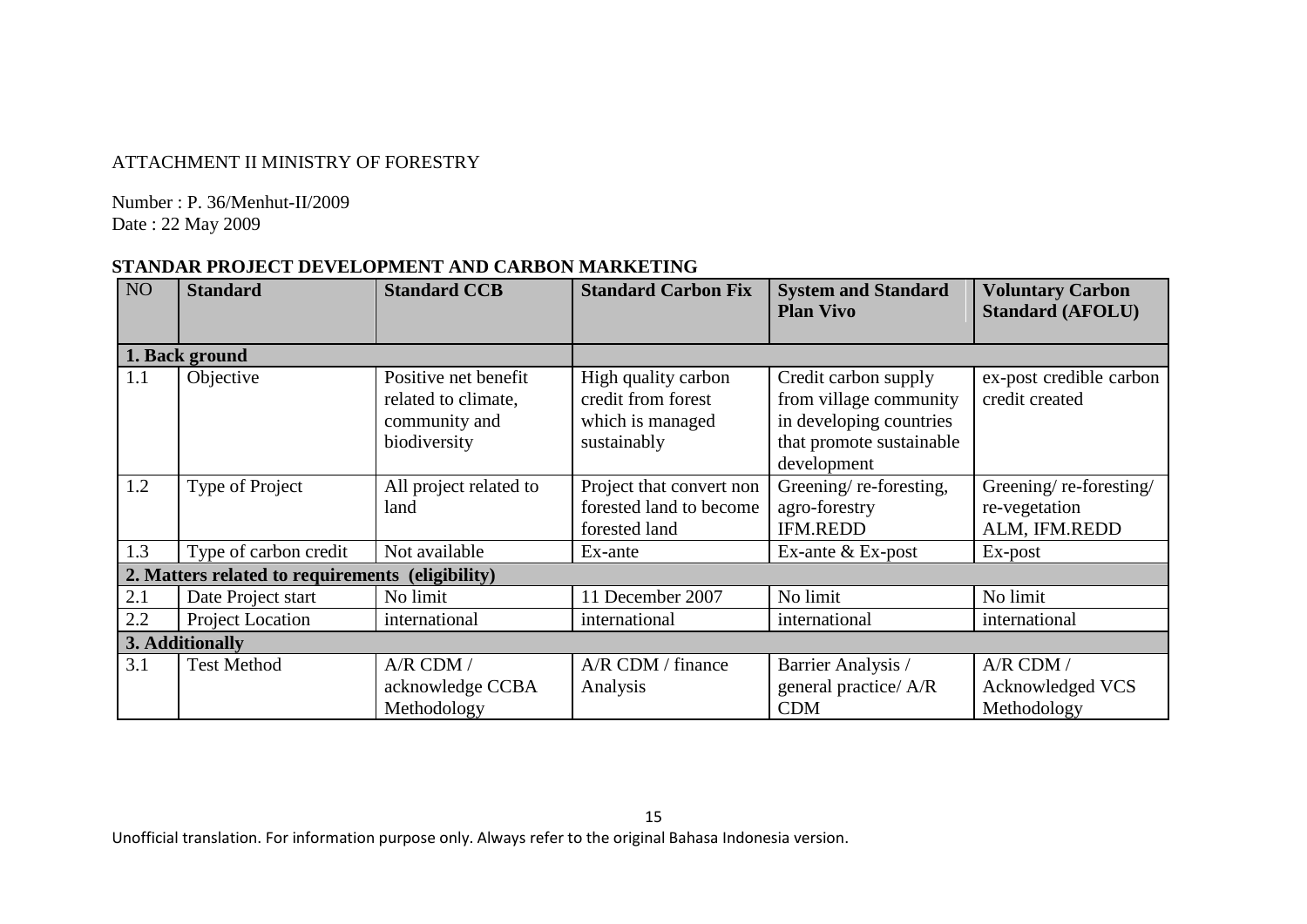ATTACHMENT II MINISTRY OF FORESTRY

Number : P. 36/Menhut-II/2009
Date : 22 May 2009

## STANDAR PROJECT DEVELOPMENT AND CARBON MARKETING

| NO | Standard | Standard CCB | Standard Carbon Fix | System and Standard Plan Vivo | Voluntary Carbon Standard (AFOLU) |
|---|---|---|---|---|---|
| **1. Back ground** | | | | | |
| 1.1 | Objective | Positive net benefit related to climate, community and biodiversity | High quality carbon credit from forest which is managed sustainably | Credit carbon supply from village community in developing countries that promote sustainable development | ex-post credible carbon credit created |
| 1.2 | Type of Project | All project related to land | Project that convert non forested land to become forested land | Greening/ re-foresting, agro-forestry IFM.REDD | Greening/ re-foresting/ re-vegetation ALM, IFM.REDD |
| 1.3 | Type of carbon credit | Not available | Ex-ante | Ex-ante & Ex-post | Ex-post |
| **2. Matters related to requirements (eligibility)** | | | | | |
| 2.1 | Date Project start | No limit | 11 December 2007 | No limit | No limit |
| 2.2 | Project Location | international | international | international | international |
| **3. Additionally** | | | | | |
| 3.1 | Test Method | A/R CDM / acknowledge CCBA Methodology | A/R CDM / finance Analysis | Barrier Analysis / general practice/ A/R CDM | A/R CDM / Acknowledged VCS Methodology |

Unofficial translation. For information purpose only. Always refer to the original Bahasa Indonesia version.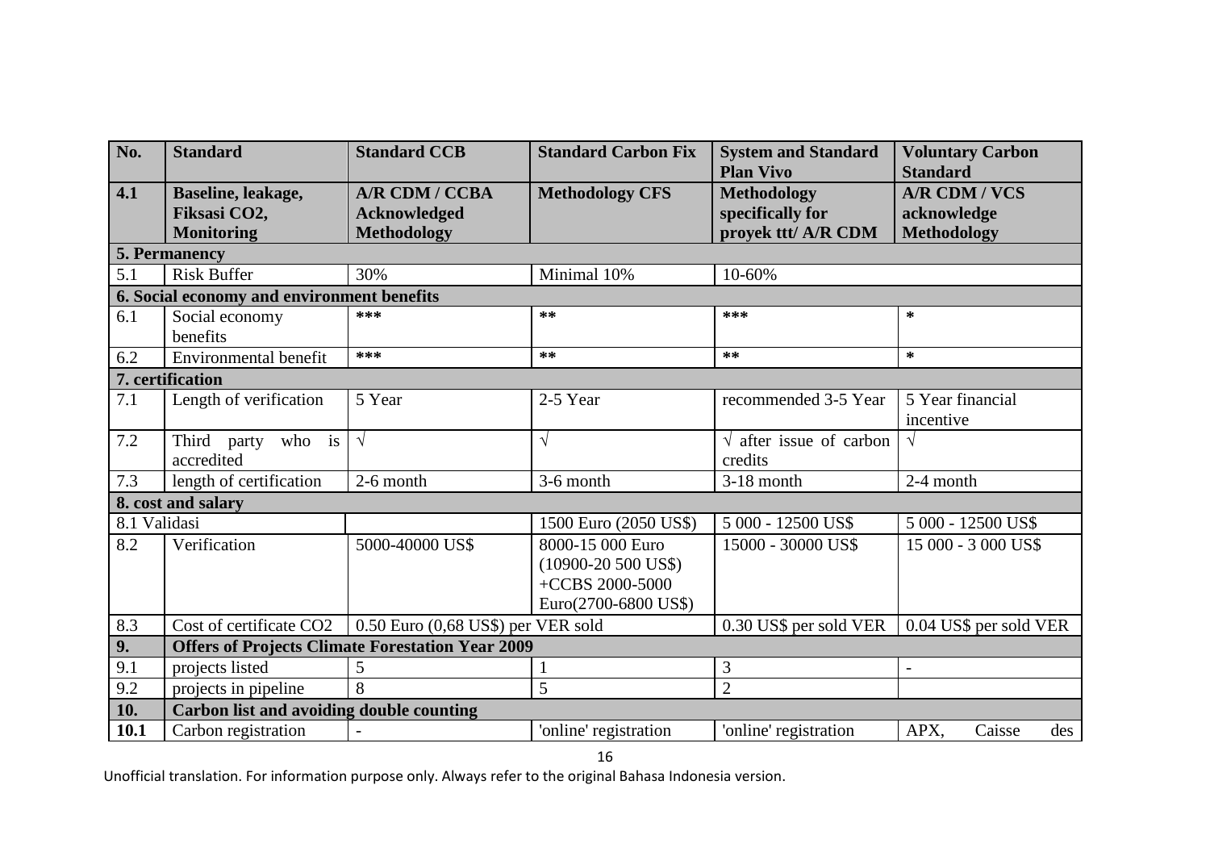| No. | Standard | Standard CCB | Standard Carbon Fix | System and Standard Plan Vivo | Voluntary Carbon Standard |
|---|---|---|---|---|---|
| **4.1** | **Baseline, leakage, Fiksasi $CO_2$, Monitoring** | **A/R CDM / CCBA Acknowledged Methodology** | **Methodology CFS** | **Methodology specifically for proyek ttt/ A/R CDM** | **A/R CDM / VCS acknowledge Methodology** |
| **5. Permanency** | | | | | |
| 5.1 | Risk Buffer | 30% | Minimal 10% | 10-60% | |
| **6. Social economy and environment benefits** | | | | | |
| 6.1 | Social economy benefits | *** | ** | *** | * |
| 6.2 | Environmental benefit | *** | ** | ** | * |
| **7. certification** | | | | | |
| 7.1 | Length of verification | 5 Year | 2-5 Year | recommended 3-5 Year | 5 Year financial incentive |
| 7.2 | Third party who is accredited | √ | √ | √ after issue of carbon credits | √ |
| 7.3 | length of certification | 2-6 month | 3-6 month | 3-18 month | 2-4 month |
| **8. cost and salary** | | | | | |
| 8.1 Validasi | | | 1500 Euro (2050 US$) | 5 000 - 12500 US$ | 5 000 - 12500 US$ |
| 8.2 | Verification | 5000-40000 US$ | 8000-15 000 Euro (10900-20 500 US$) +CCBS 2000-5000 Euro(2700-6800 US$) | 15000 - 30000 US$ | 15 000 - 3 000 US$ |
| 8.3 | Cost of certificate CO2 | 0.50 Euro (0,68 US$) per VER sold | | 0.30 US$ per sold VER | 0.04 US$ per sold VER |
| **9.** | **Offers of Projects Climate Forestation Year 2009** | | | | |
| 9.1 | projects listed | 5 | 1 | 3 | - |
| 9.2 | projects in pipeline | 8 | 5 | 2 | |
| **10.** | **Carbon list and avoiding double counting** | | | | |
| **10.1** | Carbon registration | - | 'online' registration | 'online' registration | APX, Caisse des |

Unofficial translation. For information purpose only. Always refer to the original Bahasa Indonesia version.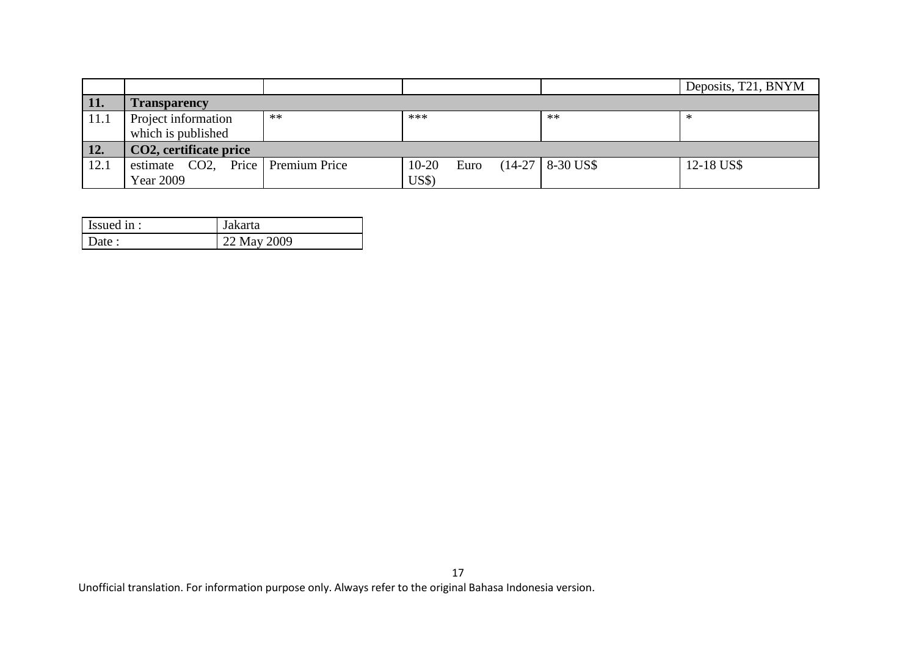| | | | | | |
|---|---|---|---|---|---|
| | | | | | Deposits, T21, BNYM |
| **11.** | **Transparency** | | | | |
| 11.1 | Project information which is published | ** | *** | ** | * |
| **12.** | **$CO_2$, certificate price** | | | | |
| 12.1 | estimate $CO_2$, Price Year 2009 | Premium Price | 10-20 Euro (14-27 US$) | 8-30 US$ | 12-18 US$ |

| | |
|---|---|
| Issued in : | Jakarta |
| Date : | 22 May 2009 |

Unofficial translation. For information purpose only. Always refer to the original Bahasa Indonesia version.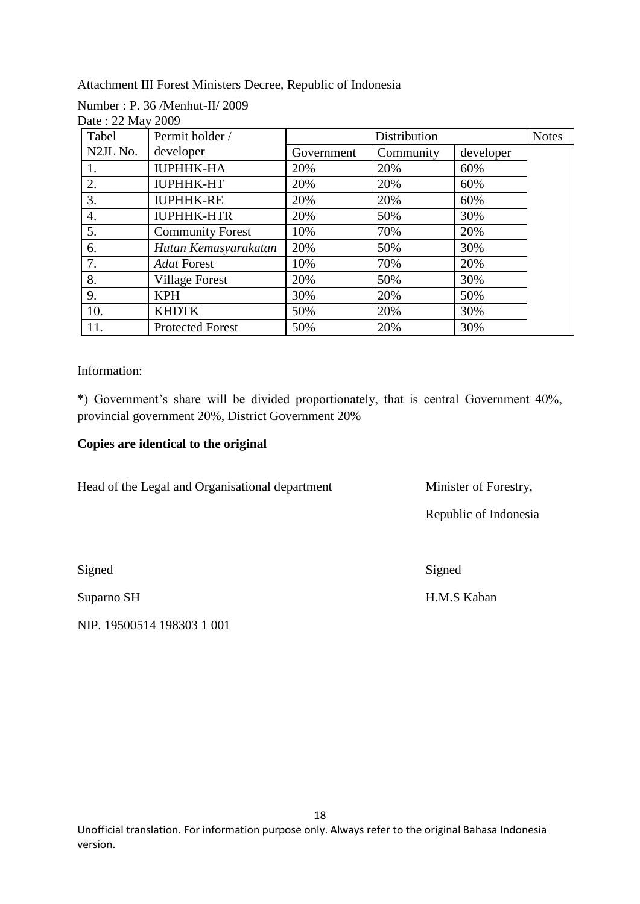Attachment III Forest Ministers Decree, Republic of Indonesia

Number : P. 36 /Menhut-II/ 2009

Date : 22 May 2009

| Tabel N2JL No. | Permit holder / developer | Distribution | | | Notes |
|---|---|---|---|---|---|
| | | Government | Community | developer | |
| 1. | IUPHHK-HA | 20% | 20% | 60% | |
| 2. | IUPHHK-HT | 20% | 20% | 60% | |
| 3. | IUPHHK-RE | 20% | 20% | 60% | |
| 4. | IUPHHK-HTR | 20% | 50% | 30% | |
| 5. | Community Forest | 10% | 70% | 20% | |
| 6. | *Hutan Kemasyarakatan* | 20% | 50% | 30% | |
| 7. | *Adat* Forest | 10% | 70% | 20% | |
| 8. | Village Forest | 20% | 50% | 30% | |
| 9. | KPH | 30% | 20% | 50% | |
| 10. | KHDTK | 50% | 20% | 30% | |
| 11. | Protected Forest | 50% | 20% | 30% | |

Information:

*) Government's share will be divided proportionately, that is central Government 40%, provincial government 20%, District Government 20%

**Copies are identical to the original**

Head of the Legal and Organisational department

Signed

Suparno SH

NIP. 19500514 198303 1 001

Minister of Forestry,

Republic of Indonesia

Signed

H.M.S Kaban

Unofficial translation. For information purpose only. Always refer to the original Bahasa Indonesia version.